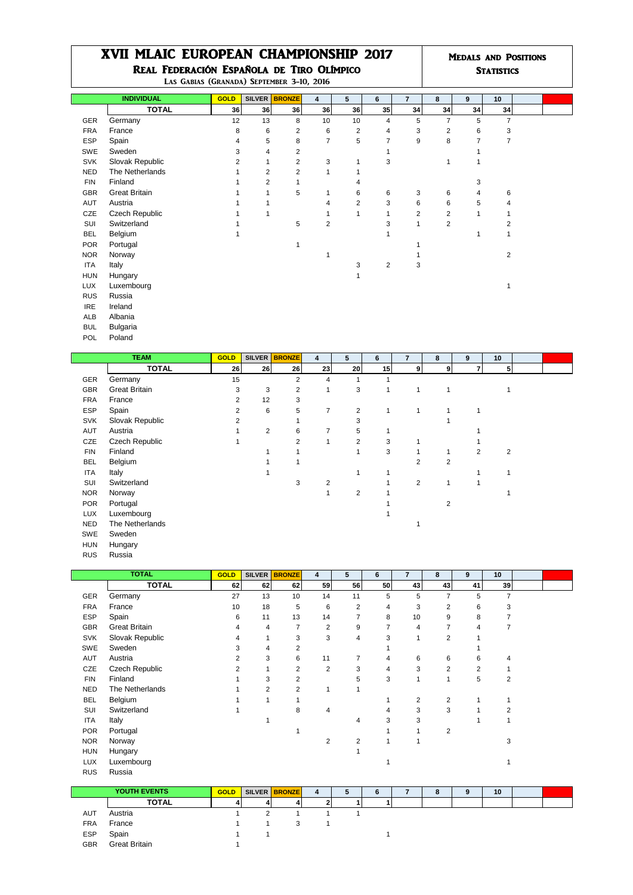# XVII MLAIC EUROPEAN CHAMPIONSHIP 2017

## Real Federación Española de Tiro Olímpico

Las Gabias (Granada) September 3–10, 2016

**Medals and Positions Statistics**

| | INDIVIDUAL | GOLD | SILVER | BRONZE | 4 | 5 | 6 | 7 | 8 | 9 | 10 |
|---|---|---|---|---|---|---|---|---|---|---|---|
| | **TOTAL** | 36 | 36 | 36 | 36 | 36 | 35 | 34 | 34 | 34 | 34 |
| GER | Germany | 12 | 13 | 8 | 10 | 10 | 4 | 5 | 7 | 5 | 7 |
| FRA | France | 8 | 6 | 2 | 6 | 2 | 4 | 3 | 2 | 6 | 3 |
| ESP | Spain | 4 | 5 | 8 | 7 | 5 | 7 | 9 | 8 | 7 | 7 |
| SWE | Sweden | 3 | 4 | 2 | | | 1 | | | 1 | |
| SVK | Slovak Republic | 2 | 1 | 2 | 3 | 1 | 3 | | 1 | 1 | |
| NED | The Netherlands | 1 | 2 | 2 | 1 | 1 | | | | | |
| FIN | Finland | 1 | 2 | 1 | | 4 | | | | 3 | |
| GBR | Great Britain | 1 | 1 | 5 | 1 | 6 | 6 | 3 | 6 | 4 | 6 |
| AUT | Austria | 1 | 1 | | 4 | 2 | 3 | 6 | 6 | 5 | 4 |
| CZE | Czech Republic | 1 | 1 | | 1 | 1 | 1 | 2 | 2 | 1 | 1 |
| SUI | Switzerland | 1 | | 5 | 2 | | 3 | 1 | 2 | | 2 |
| BEL | Belgium | 1 | | | | | 1 | | | 1 | 1 |
| POR | Portugal | | | 1 | | | | 1 | | | |
| NOR | Norway | | | | 1 | | | 1 | | | 2 |
| ITA | Italy | | | | | 3 | 2 | 3 | | | |
| HUN | Hungary | | | | | 1 | | | | | |
| LUX | Luxembourg | | | | | | | | | | 1 |
| RUS | Russia | | | | | | | | | | |
| IRE | Ireland | | | | | | | | | | |
| ALB | Albania | | | | | | | | | | |
| BUL | Bulgaria | | | | | | | | | | |
| POL | Poland | | | | | | | | | | |

| | TEAM | GOLD | SILVER | BRONZE | 4 | 5 | 6 | 7 | 8 | 9 | 10 |
|---|---|---|---|---|---|---|---|---|---|---|---|
| | **TOTAL** | 26 | 26 | 26 | 23 | 20 | 15 | 9 | 9 | 7 | 5 |
| GER | Germany | 15 | | 2 | 4 | 1 | 1 | | | | |
| GBR | Great Britain | 3 | 3 | 2 | 1 | 3 | 1 | 1 | 1 | | 1 |
| FRA | France | 2 | 12 | 3 | | | | | | | |
| ESP | Spain | 2 | 6 | 5 | 7 | 2 | 1 | 1 | 1 | 1 | |
| SVK | Slovak Republic | 2 | | 1 | | 3 | | | 1 | | |
| AUT | Austria | 1 | 2 | 6 | 7 | 5 | 1 | | | 1 | |
| CZE | Czech Republic | 1 | | 2 | 1 | 2 | 3 | 1 | | 1 | |
| FIN | Finland | | 1 | 1 | | 1 | 3 | 1 | 1 | 2 | 2 |
| BEL | Belgium | | 1 | 1 | | | | 2 | 2 | | |
| ITA | Italy | | 1 | | | 1 | 1 | | | 1 | 1 |
| SUI | Switzerland | | | 3 | 2 | | 1 | 2 | 1 | 1 | |
| NOR | Norway | | | | 1 | 2 | 1 | | | | 1 |
| POR | Portugal | | | | | | 1 | | 2 | | |
| LUX | Luxembourg | | | | | | 1 | | | | |
| NED | The Netherlands | | | | | | | 1 | | | |
| SWE | Sweden | | | | | | | | | | |
| HUN | Hungary | | | | | | | | | | |
| RUS | Russia | | | | | | | | | | |

| | TOTAL | GOLD | SILVER | BRONZE | 4 | 5 | 6 | 7 | 8 | 9 | 10 |
|---|---|---|---|---|---|---|---|---|---|---|---|
| | **TOTAL** | 62 | 62 | 62 | 59 | 56 | 50 | 43 | 43 | 41 | 39 |
| GER | Germany | 27 | 13 | 10 | 14 | 11 | 5 | 5 | 7 | 5 | 7 |
| FRA | France | 10 | 18 | 5 | 6 | 2 | 4 | 3 | 2 | 6 | 3 |
| ESP | Spain | 6 | 11 | 13 | 14 | 7 | 8 | 10 | 9 | 8 | 7 |
| GBR | Great Britain | 4 | 4 | 7 | 2 | 9 | 7 | 4 | 7 | 4 | 7 |
| SVK | Slovak Republic | 4 | 1 | 3 | 3 | 4 | 3 | 1 | 2 | 1 | |
| SWE | Sweden | 3 | 4 | 2 | | | 1 | | | 1 | |
| AUT | Austria | 2 | 3 | 6 | 11 | 7 | 4 | 6 | 6 | 6 | 4 |
| CZE | Czech Republic | 2 | 1 | 2 | 2 | 3 | 4 | 3 | 2 | 2 | 1 |
| FIN | Finland | 1 | 3 | 2 | | 5 | 3 | 1 | 1 | 5 | 2 |
| NED | The Netherlands | 1 | 2 | 2 | 1 | 1 | | | | | |
| BEL | Belgium | 1 | 1 | 1 | | | 1 | 2 | 2 | 1 | 1 |
| SUI | Switzerland | 1 | | 8 | 4 | | 4 | 3 | 3 | 1 | 2 |
| ITA | Italy | | 1 | | | 4 | 3 | 3 | | 1 | 1 |
| POR | Portugal | | | 1 | | | 1 | 1 | 2 | | |
| NOR | Norway | | | | 2 | 2 | 1 | 1 | | | 3 |
| HUN | Hungary | | | | | 1 | | | | | |
| LUX | Luxembourg | | | | | | 1 | | | | 1 |
| RUS | Russia | | | | | | | | | | |

| | YOUTH EVENTS | GOLD | SILVER | BRONZE | 4 | 5 | 6 | 7 | 8 | 9 | 10 |
|---|---|---|---|---|---|---|---|---|---|---|---|
| | **TOTAL** | 4 | 4 | 4 | 2 | 1 | 1 | | | | |
| AUT | Austria | 1 | 2 | 1 | 1 | 1 | | | | | |
| FRA | France | 1 | 1 | 3 | 1 | | | | | | |
| ESP | Spain | 1 | 1 | | | | 1 | | | | |
| GBR | Great Britain | 1 | | | | | | | | | |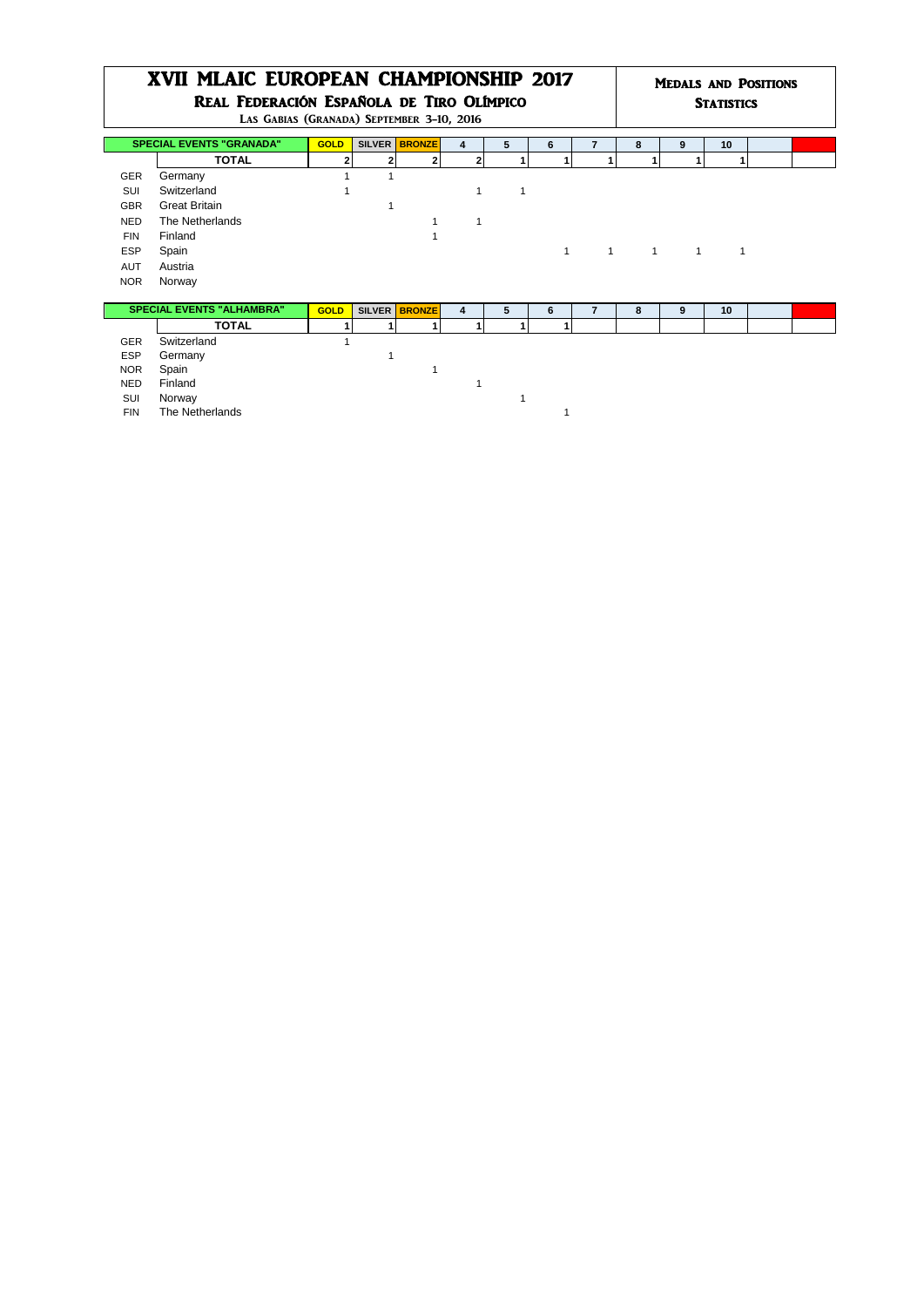# XVII MLAIC EUROPEAN CHAMPIONSHIP 2017

## Real Federación Española de Tiro Olímpico

### Las Gabias (Granada) September 3–10, 2016

**Medals and Positions Statistics**

| | SPECIAL EVENTS "GRANADA" | GOLD | SILVER | BRONZE | 4 | 5 | 6 | 7 | 8 | 9 | 10 | | |
|---|---|---|---|---|---|---|---|---|---|---|---|---|---|
| | **TOTAL** | 2 | 2 | 2 | 2 | 1 | 1 | 1 | 1 | 1 | 1 | | |
| GER | Germany | 1 | 1 | | | | | | | | | | |
| SUI | Switzerland | 1 | | | 1 | 1 | | | | | | | |
| GBR | Great Britain | | 1 | | | | | | | | | | |
| NED | The Netherlands | | | 1 | 1 | | | | | | | | |
| FIN | Finland | | | 1 | | | | | | | | | |
| ESP | Spain | | | | | | 1 | 1 | 1 | 1 | 1 | | |
| AUT | Austria | | | | | | | | | | | | |
| NOR | Norway | | | | | | | | | | | | |

| | SPECIAL EVENTS "ALHAMBRA" | GOLD | SILVER | BRONZE | 4 | 5 | 6 | 7 | 8 | 9 | 10 | | |
|---|---|---|---|---|---|---|---|---|---|---|---|---|---|
| | **TOTAL** | 1 | 1 | 1 | 1 | 1 | 1 | | | | | | |
| GER | Switzerland | 1 | | | | | | | | | | | |
| ESP | Germany | | 1 | | | | | | | | | | |
| NOR | Spain | | | 1 | | | | | | | | | |
| NED | Finland | | | | 1 | | | | | | | | |
| SUI | Norway | | | | | 1 | | | | | | | |
| FIN | The Netherlands | | | | | | 1 | | | | | | |